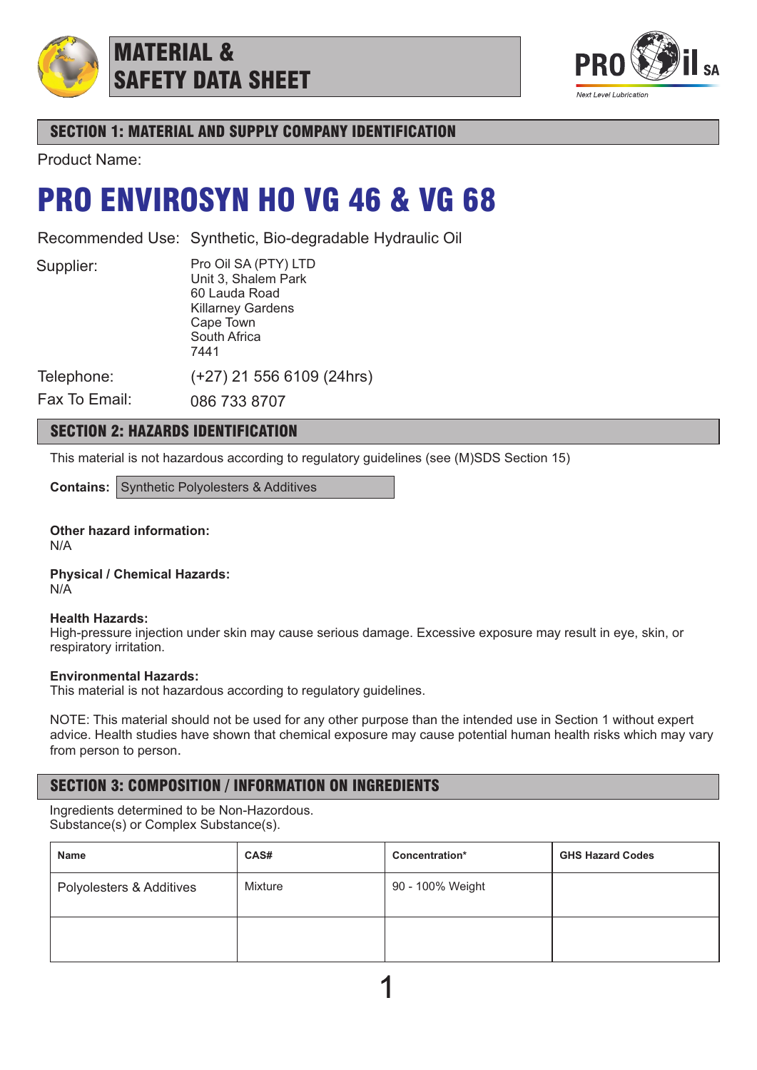# MATERIAL & SAFETY DATA SHEET

## SECTION 1: MATERIAL AND SUPPLY COMPANY IDENTIFICATION

Product Name:

# PRO ENVIROSYN HO VG 46 & VG 68

Recommended Use: Synthetic, Bio-degradable Hydraulic Oil

Supplier:
Pro Oil SA (PTY) LTD
Unit 3, Shalem Park
60 Lauda Road
Killarney Gardens
Cape Town
South Africa
7441

Telephone: (+27) 21 556 6109 (24hrs)

Fax To Email: 086 733 8707

## SECTION 2: HAZARDS IDENTIFICATION

This material is not hazardous according to regulatory guidelines (see (M)SDS Section 15)

**Contains:** Synthetic Polyolesters & Additives

**Other hazard information:**
N/A

**Physical / Chemical Hazards:**
N/A

**Health Hazards:**
High-pressure injection under skin may cause serious damage. Excessive exposure may result in eye, skin, or respiratory irritation.

**Environmental Hazards:**
This material is not hazardous according to regulatory guidelines.

NOTE: This material should not be used for any other purpose than the intended use in Section 1 without expert advice. Health studies have shown that chemical exposure may cause potential human health risks which may vary from person to person.

## SECTION 3: COMPOSITION / INFORMATION ON INGREDIENTS

Ingredients determined to be Non-Hazordous.
Substance(s) or Complex Substance(s).

| Name | CAS# | Concentration* | GHS Hazard Codes |
|---|---|---|---|
| Polyolesters & Additives | Mixture | 90 - 100% Weight | |
| | | | |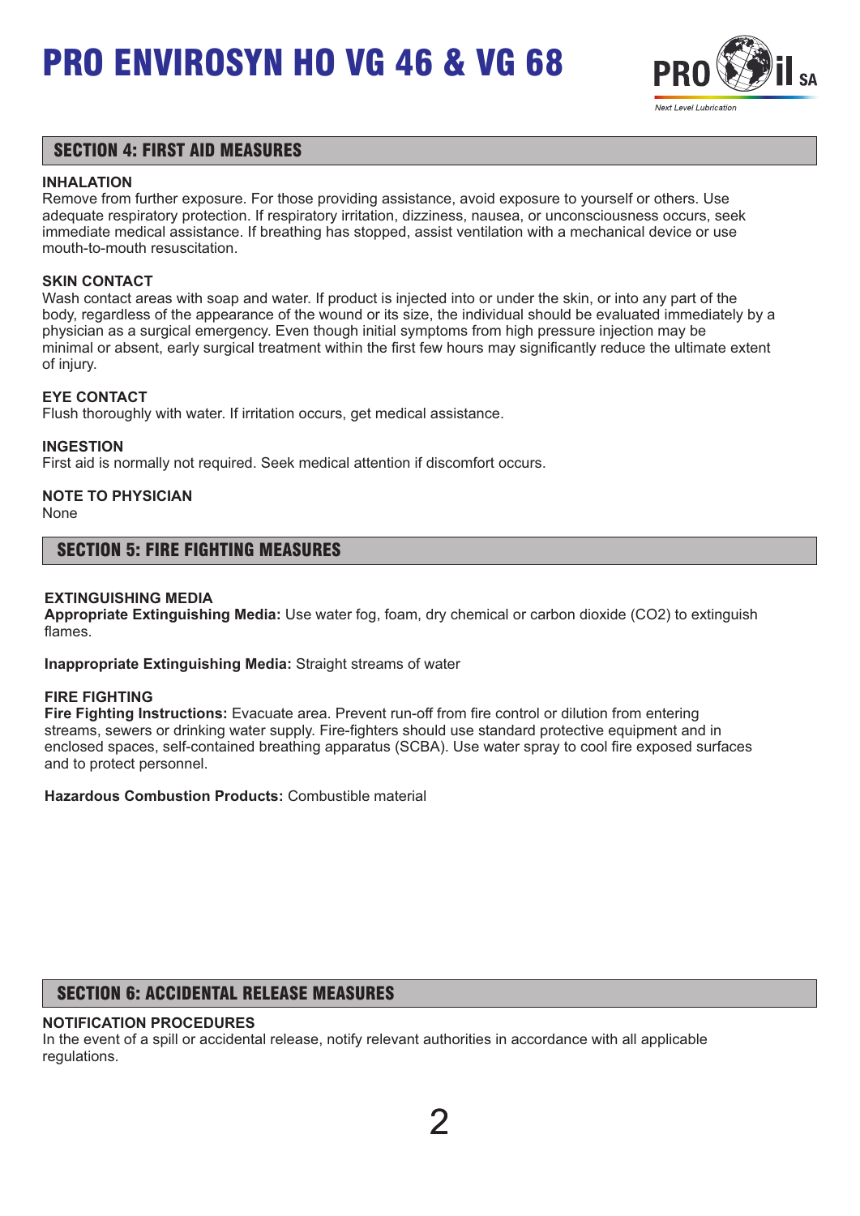## SECTION 4: FIRST AID MEASURES

**INHALATION**
Remove from further exposure. For those providing assistance, avoid exposure to yourself or others. Use adequate respiratory protection. If respiratory irritation, dizziness, nausea, or unconsciousness occurs, seek immediate medical assistance. If breathing has stopped, assist ventilation with a mechanical device or use mouth-to-mouth resuscitation.

**SKIN CONTACT**
Wash contact areas with soap and water. If product is injected into or under the skin, or into any part of the body, regardless of the appearance of the wound or its size, the individual should be evaluated immediately by a physician as a surgical emergency. Even though initial symptoms from high pressure injection may be minimal or absent, early surgical treatment within the first few hours may significantly reduce the ultimate extent of injury.

**EYE CONTACT**
Flush thoroughly with water. If irritation occurs, get medical assistance.

**INGESTION**
First aid is normally not required. Seek medical attention if discomfort occurs.

**NOTE TO PHYSICIAN**
None

## SECTION 5: FIRE FIGHTING MEASURES

**EXTINGUISHING MEDIA**
**Appropriate Extinguishing Media:** Use water fog, foam, dry chemical or carbon dioxide ($CO_2$) to extinguish flames.

**Inappropriate Extinguishing Media:** Straight streams of water

**FIRE FIGHTING**
**Fire Fighting Instructions:** Evacuate area. Prevent run-off from fire control or dilution from entering streams, sewers or drinking water supply. Fire-fighters should use standard protective equipment and in enclosed spaces, self-contained breathing apparatus (SCBA). Use water spray to cool fire exposed surfaces and to protect personnel.

**Hazardous Combustion Products:** Combustible material

## SECTION 6: ACCIDENTAL RELEASE MEASURES

**NOTIFICATION PROCEDURES**
In the event of a spill or accidental release, notify relevant authorities in accordance with all applicable regulations.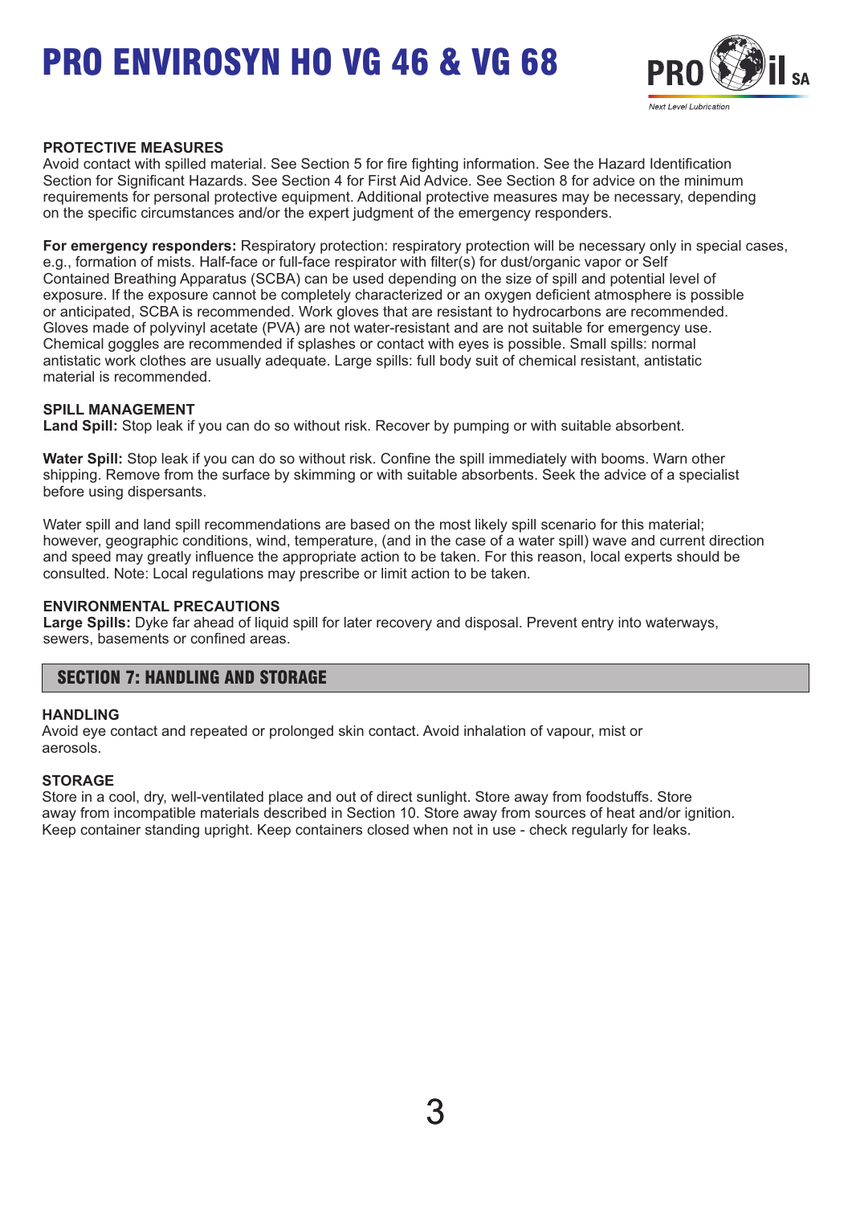### PROTECTIVE MEASURES

Avoid contact with spilled material. See Section 5 for fire fighting information. See the Hazard Identification Section for Significant Hazards. See Section 4 for First Aid Advice. See Section 8 for advice on the minimum requirements for personal protective equipment. Additional protective measures may be necessary, depending on the specific circumstances and/or the expert judgment of the emergency responders.

**For emergency responders:** Respiratory protection: respiratory protection will be necessary only in special cases, e.g., formation of mists. Half-face or full-face respirator with filter(s) for dust/organic vapor or Self Contained Breathing Apparatus (SCBA) can be used depending on the size of spill and potential level of exposure. If the exposure cannot be completely characterized or an oxygen deficient atmosphere is possible or anticipated, SCBA is recommended. Work gloves that are resistant to hydrocarbons are recommended. Gloves made of polyvinyl acetate (PVA) are not water-resistant and are not suitable for emergency use. Chemical goggles are recommended if splashes or contact with eyes is possible. Small spills: normal antistatic work clothes are usually adequate. Large spills: full body suit of chemical resistant, antistatic material is recommended.

### SPILL MANAGEMENT

**Land Spill:** Stop leak if you can do so without risk. Recover by pumping or with suitable absorbent.

**Water Spill:** Stop leak if you can do so without risk. Confine the spill immediately with booms. Warn other shipping. Remove from the surface by skimming or with suitable absorbents. Seek the advice of a specialist before using dispersants.

Water spill and land spill recommendations are based on the most likely spill scenario for this material; however, geographic conditions, wind, temperature, (and in the case of a water spill) wave and current direction and speed may greatly influence the appropriate action to be taken. For this reason, local experts should be consulted. Note: Local regulations may prescribe or limit action to be taken.

### ENVIRONMENTAL PRECAUTIONS

**Large Spills:** Dyke far ahead of liquid spill for later recovery and disposal. Prevent entry into waterways, sewers, basements or confined areas.

## SECTION 7: HANDLING AND STORAGE

### HANDLING

Avoid eye contact and repeated or prolonged skin contact. Avoid inhalation of vapour, mist or aerosols.

### STORAGE

Store in a cool, dry, well-ventilated place and out of direct sunlight. Store away from foodstuffs. Store away from incompatible materials described in Section 10. Store away from sources of heat and/or ignition. Keep container standing upright. Keep containers closed when not in use - check regularly for leaks.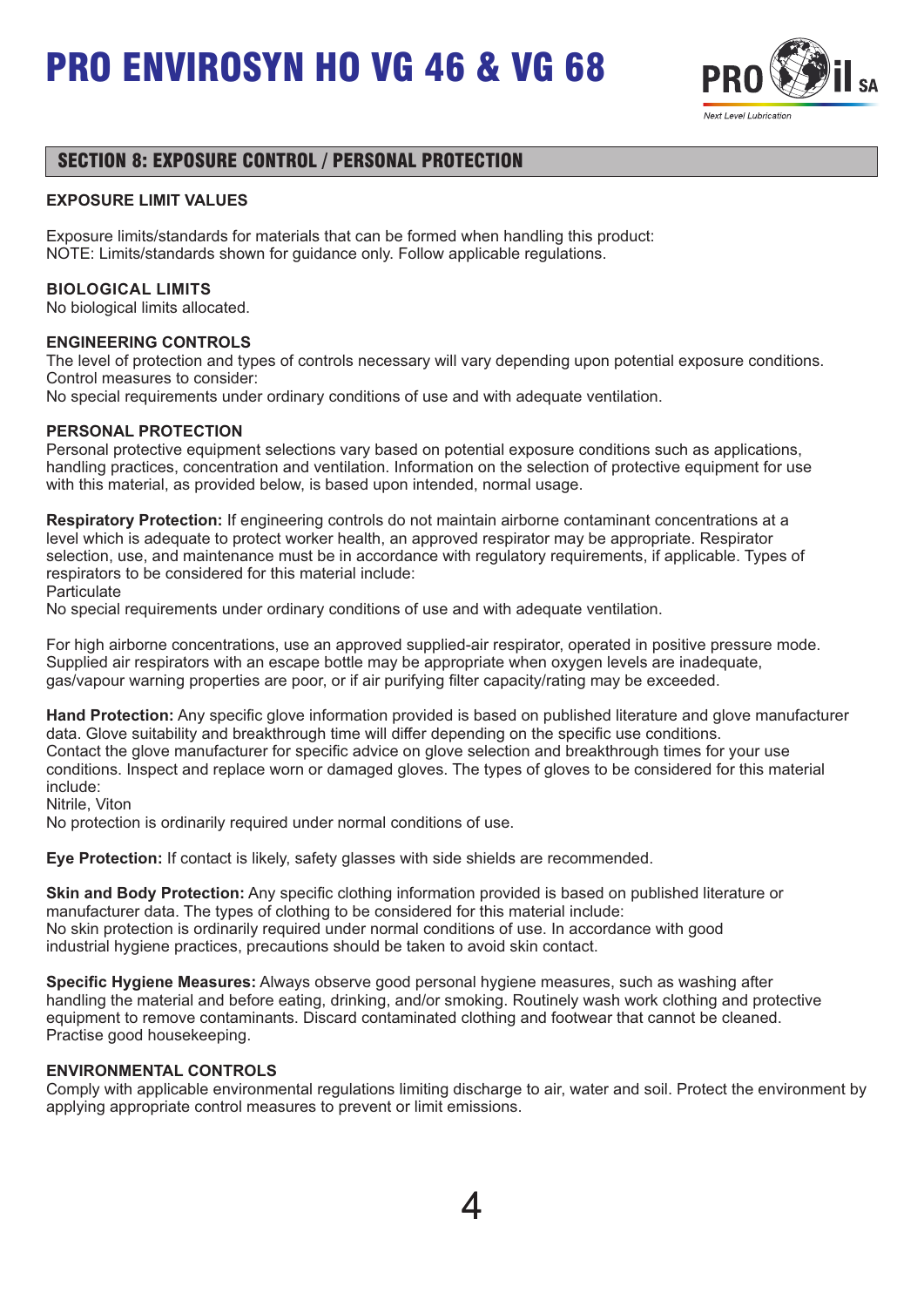## SECTION 8: EXPOSURE CONTROL / PERSONAL PROTECTION

### EXPOSURE LIMIT VALUES

Exposure limits/standards for materials that can be formed when handling this product:
NOTE: Limits/standards shown for guidance only. Follow applicable regulations.

### BIOLOGICAL LIMITS

No biological limits allocated.

### ENGINEERING CONTROLS

The level of protection and types of controls necessary will vary depending upon potential exposure conditions.
Control measures to consider:
No special requirements under ordinary conditions of use and with adequate ventilation.

### PERSONAL PROTECTION

Personal protective equipment selections vary based on potential exposure conditions such as applications, handling practices, concentration and ventilation. Information on the selection of protective equipment for use with this material, as provided below, is based upon intended, normal usage.

**Respiratory Protection:** If engineering controls do not maintain airborne contaminant concentrations at a level which is adequate to protect worker health, an approved respirator may be appropriate. Respirator selection, use, and maintenance must be in accordance with regulatory requirements, if applicable. Types of respirators to be considered for this material include:
Particulate
No special requirements under ordinary conditions of use and with adequate ventilation.

For high airborne concentrations, use an approved supplied-air respirator, operated in positive pressure mode. Supplied air respirators with an escape bottle may be appropriate when oxygen levels are inadequate, gas/vapour warning properties are poor, or if air purifying filter capacity/rating may be exceeded.

**Hand Protection:** Any specific glove information provided is based on published literature and glove manufacturer data. Glove suitability and breakthrough time will differ depending on the specific use conditions.
Contact the glove manufacturer for specific advice on glove selection and breakthrough times for your use conditions. Inspect and replace worn or damaged gloves. The types of gloves to be considered for this material include:
Nitrile, Viton
No protection is ordinarily required under normal conditions of use.

**Eye Protection:** If contact is likely, safety glasses with side shields are recommended.

**Skin and Body Protection:** Any specific clothing information provided is based on published literature or manufacturer data. The types of clothing to be considered for this material include:
No skin protection is ordinarily required under normal conditions of use. In accordance with good industrial hygiene practices, precautions should be taken to avoid skin contact.

**Specific Hygiene Measures:** Always observe good personal hygiene measures, such as washing after handling the material and before eating, drinking, and/or smoking. Routinely wash work clothing and protective equipment to remove contaminants. Discard contaminated clothing and footwear that cannot be cleaned.
Practise good housekeeping.

### ENVIRONMENTAL CONTROLS

Comply with applicable environmental regulations limiting discharge to air, water and soil. Protect the environment by applying appropriate control measures to prevent or limit emissions.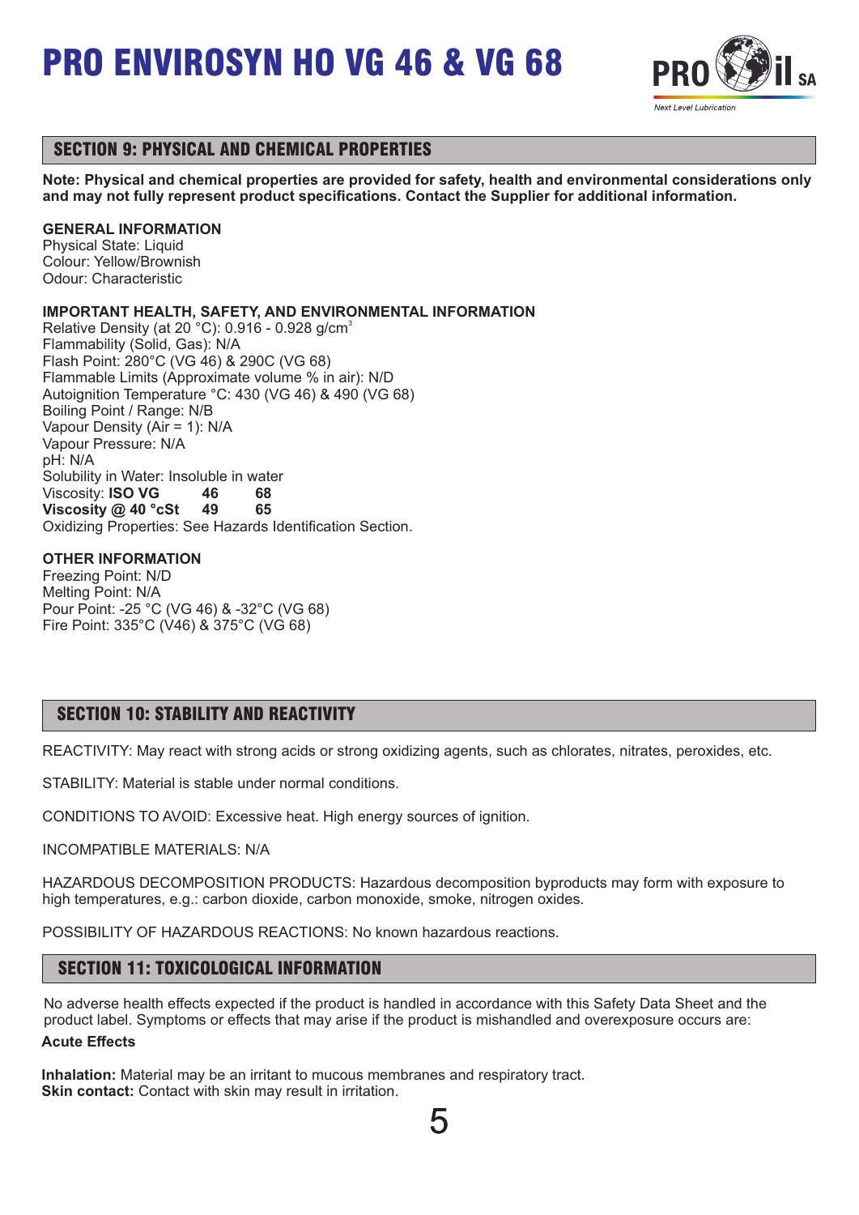# PRO ENVIROSYN HO VG 46 & VG 68

## SECTION 9: PHYSICAL AND CHEMICAL PROPERTIES

**Note: Physical and chemical properties are provided for safety, health and environmental considerations only and may not fully represent product specifications. Contact the Supplier for additional information.**

**GENERAL INFORMATION**
Physical State: Liquid
Colour: Yellow/Brownish
Odour: Characteristic

**IMPORTANT HEALTH, SAFETY, AND ENVIRONMENTAL INFORMATION**
Relative Density (at 20 °C): 0.916 - 0.928 g/cm$^3$
Flammability (Solid, Gas): N/A
Flash Point: 280°C (VG 46) & 290C (VG 68)
Flammable Limits (Approximate volume % in air): N/D
Autoignition Temperature °C: 430 (VG 46) & 490 (VG 68)
Boiling Point / Range: N/B
Vapour Density (Air = 1): N/A
Vapour Pressure: N/A
pH: N/A
Solubility in Water: Insoluble in water

| Viscosity: **ISO VG** | **46** | **68** |
|---|---|---|
| **Viscosity @ 40 °cSt** | **49** | **65** |

Oxidizing Properties: See Hazards Identification Section.

**OTHER INFORMATION**
Freezing Point: N/D
Melting Point: N/A
Pour Point: -25 °C (VG 46) & -32°C (VG 68)
Fire Point: 335°C (V46) & 375°C (VG 68)

## SECTION 10: STABILITY AND REACTIVITY

REACTIVITY: May react with strong acids or strong oxidizing agents, such as chlorates, nitrates, peroxides, etc.

STABILITY: Material is stable under normal conditions.

CONDITIONS TO AVOID: Excessive heat. High energy sources of ignition.

INCOMPATIBLE MATERIALS: N/A

HAZARDOUS DECOMPOSITION PRODUCTS: Hazardous decomposition byproducts may form with exposure to high temperatures, e.g.: carbon dioxide, carbon monoxide, smoke, nitrogen oxides.

POSSIBILITY OF HAZARDOUS REACTIONS: No known hazardous reactions.

## SECTION 11: TOXICOLOGICAL INFORMATION

No adverse health effects expected if the product is handled in accordance with this Safety Data Sheet and the product label. Symptoms or effects that may arise if the product is mishandled and overexposure occurs are:

**Acute Effects**

**Inhalation:** Material may be an irritant to mucous membranes and respiratory tract.
**Skin contact:** Contact with skin may result in irritation.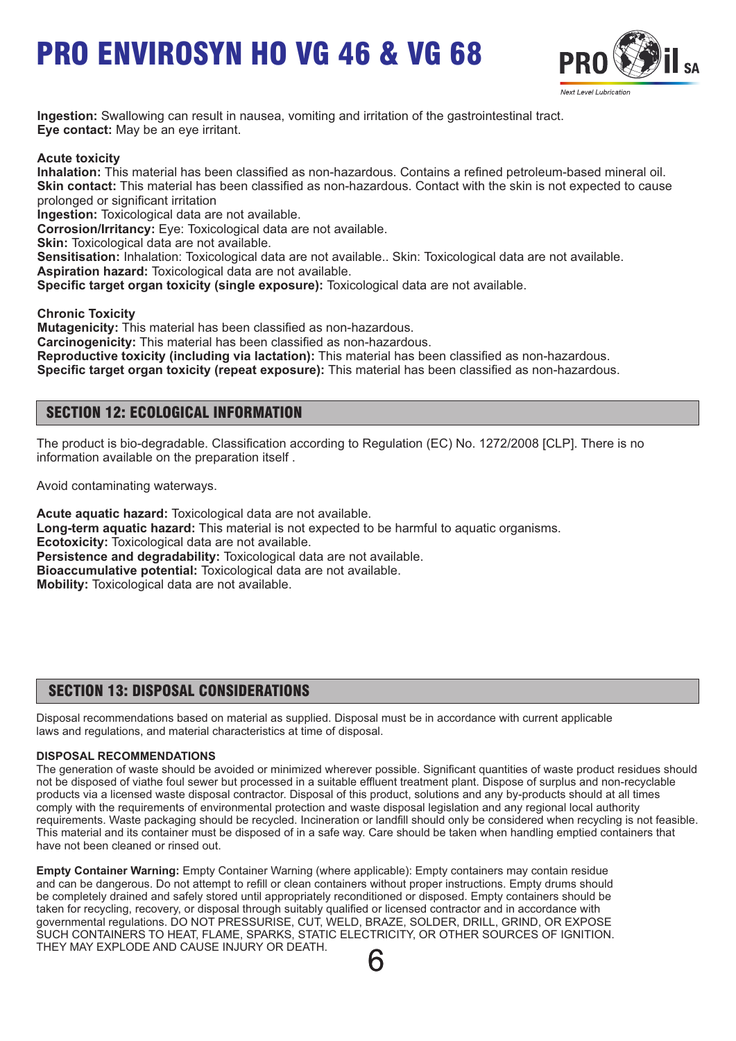**Ingestion:** Swallowing can result in nausea, vomiting and irritation of the gastrointestinal tract.
**Eye contact:** May be an eye irritant.

**Acute toxicity**
**Inhalation:** This material has been classified as non-hazardous. Contains a refined petroleum-based mineral oil.
**Skin contact:** This material has been classified as non-hazardous. Contact with the skin is not expected to cause prolonged or significant irritation
**Ingestion:** Toxicological data are not available.
**Corrosion/Irritancy:** Eye: Toxicological data are not available.
**Skin:** Toxicological data are not available.
**Sensitisation:** Inhalation: Toxicological data are not available.. Skin: Toxicological data are not available.
**Aspiration hazard:** Toxicological data are not available.
**Specific target organ toxicity (single exposure):** Toxicological data are not available.

**Chronic Toxicity**
**Mutagenicity:** This material has been classified as non-hazardous.
**Carcinogenicity:** This material has been classified as non-hazardous.
**Reproductive toxicity (including via lactation):** This material has been classified as non-hazardous.
**Specific target organ toxicity (repeat exposure):** This material has been classified as non-hazardous.

## SECTION 12: ECOLOGICAL INFORMATION

The product is bio-degradable. Classification according to Regulation (EC) No. 1272/2008 [CLP]. There is no information available on the preparation itself .

Avoid contaminating waterways.

**Acute aquatic hazard:** Toxicological data are not available.
**Long-term aquatic hazard:** This material is not expected to be harmful to aquatic organisms.
**Ecotoxicity:** Toxicological data are not available.
**Persistence and degradability:** Toxicological data are not available.
**Bioaccumulative potential:** Toxicological data are not available.
**Mobility:** Toxicological data are not available.

## SECTION 13: DISPOSAL CONSIDERATIONS

Disposal recommendations based on material as supplied. Disposal must be in accordance with current applicable laws and regulations, and material characteristics at time of disposal.

**DISPOSAL RECOMMENDATIONS**
The generation of waste should be avoided or minimized wherever possible. Significant quantities of waste product residues should not be disposed of viathe foul sewer but processed in a suitable effluent treatment plant. Dispose of surplus and non-recyclable products via a licensed waste disposal contractor. Disposal of this product, solutions and any by-products should at all times comply with the requirements of environmental protection and waste disposal legislation and any regional local authority requirements. Waste packaging should be recycled. Incineration or landfill should only be considered when recycling is not feasible. This material and its container must be disposed of in a safe way. Care should be taken when handling emptied containers that have not been cleaned or rinsed out.

**Empty Container Warning:** Empty Container Warning (where applicable): Empty containers may contain residue and can be dangerous. Do not attempt to refill or clean containers without proper instructions. Empty drums should be completely drained and safely stored until appropriately reconditioned or disposed. Empty containers should be taken for recycling, recovery, or disposal through suitably qualified or licensed contractor and in accordance with governmental regulations. DO NOT PRESSURISE, CUT, WELD, BRAZE, SOLDER, DRILL, GRIND, OR EXPOSE SUCH CONTAINERS TO HEAT, FLAME, SPARKS, STATIC ELECTRICITY, OR OTHER SOURCES OF IGNITION. THEY MAY EXPLODE AND CAUSE INJURY OR DEATH.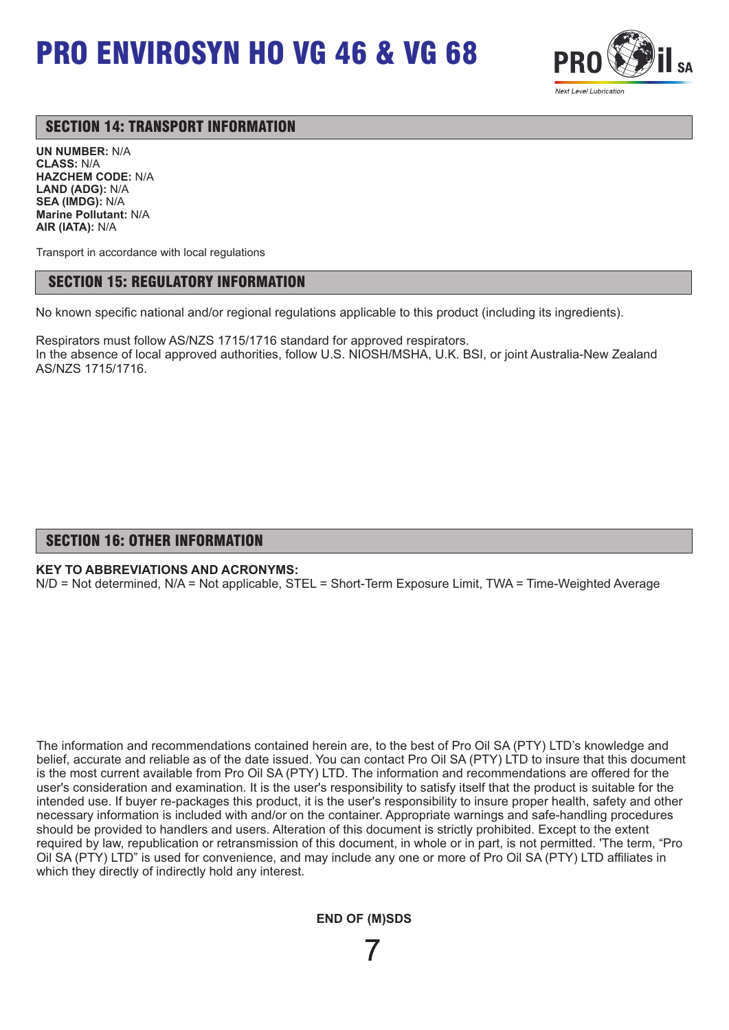# PRO ENVIROSYN HO VG 46 & VG 68

## SECTION 14: TRANSPORT INFORMATION

**UN NUMBER:** N/A
**CLASS:** N/A
**HAZCHEM CODE:** N/A
**LAND (ADG):** N/A
**SEA (IMDG):** N/A
**Marine Pollutant:** N/A
**AIR (IATA):** N/A

Transport in accordance with local regulations

## SECTION 15: REGULATORY INFORMATION

No known specific national and/or regional regulations applicable to this product (including its ingredients).

Respirators must follow AS/NZS 1715/1716 standard for approved respirators.
In the absence of local approved authorities, follow U.S. NIOSH/MSHA, U.K. BSI, or joint Australia-New Zealand AS/NZS 1715/1716.

## SECTION 16: OTHER INFORMATION

**KEY TO ABBREVIATIONS AND ACRONYMS:**
N/D = Not determined, N/A = Not applicable, STEL = Short-Term Exposure Limit, TWA = Time-Weighted Average

The information and recommendations contained herein are, to the best of Pro Oil SA (PTY) LTD's knowledge and belief, accurate and reliable as of the date issued. You can contact Pro Oil SA (PTY) LTD to insure that this document is the most current available from Pro Oil SA (PTY) LTD. The information and recommendations are offered for the user's consideration and examination. It is the user's responsibility to satisfy itself that the product is suitable for the intended use. If buyer re-packages this product, it is the user's responsibility to insure proper health, safety and other necessary information is included with and/or on the container. Appropriate warnings and safe-handling procedures should be provided to handlers and users. Alteration of this document is strictly prohibited. Except to the extent required by law, republication or retransmission of this document, in whole or in part, is not permitted. 'The term, "Pro Oil SA (PTY) LTD" is used for convenience, and may include any one or more of Pro Oil SA (PTY) LTD affiliates in which they directly of indirectly hold any interest.

**END OF (M)SDS**